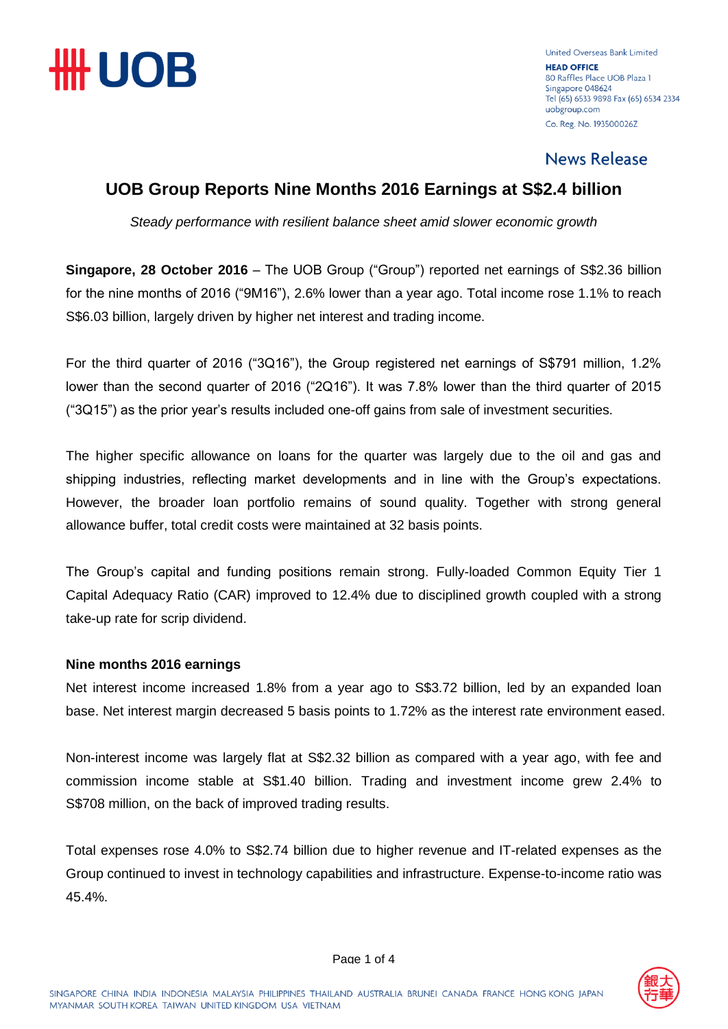United Overseas Bank Limited
**HEAD OFFICE**
80 Raffles Place UOB Plaza 1
Singapore 048624
Tel (65) 6533 9898 Fax (65) 6534 2334
uobgroup.com
Co. Reg. No. 193500026Z

News Release

# UOB Group Reports Nine Months 2016 Earnings at S$2.4 billion

*Steady performance with resilient balance sheet amid slower economic growth*

**Singapore, 28 October 2016** – The UOB Group ("Group") reported net earnings of S$2.36 billion for the nine months of 2016 ("9M16"), 2.6% lower than a year ago. Total income rose 1.1% to reach S$6.03 billion, largely driven by higher net interest and trading income.

For the third quarter of 2016 ("3Q16"), the Group registered net earnings of S$791 million, 1.2% lower than the second quarter of 2016 ("2Q16"). It was 7.8% lower than the third quarter of 2015 ("3Q15") as the prior year's results included one-off gains from sale of investment securities.

The higher specific allowance on loans for the quarter was largely due to the oil and gas and shipping industries, reflecting market developments and in line with the Group's expectations. However, the broader loan portfolio remains of sound quality. Together with strong general allowance buffer, total credit costs were maintained at 32 basis points.

The Group's capital and funding positions remain strong. Fully-loaded Common Equity Tier 1 Capital Adequacy Ratio (CAR) improved to 12.4% due to disciplined growth coupled with a strong take-up rate for scrip dividend.

**Nine months 2016 earnings**

Net interest income increased 1.8% from a year ago to S$3.72 billion, led by an expanded loan base. Net interest margin decreased 5 basis points to 1.72% as the interest rate environment eased.

Non-interest income was largely flat at S$2.32 billion as compared with a year ago, with fee and commission income stable at S$1.40 billion. Trading and investment income grew 2.4% to S$708 million, on the back of improved trading results.

Total expenses rose 4.0% to S$2.74 billion due to higher revenue and IT-related expenses as the Group continued to invest in technology capabilities and infrastructure. Expense-to-income ratio was 45.4%.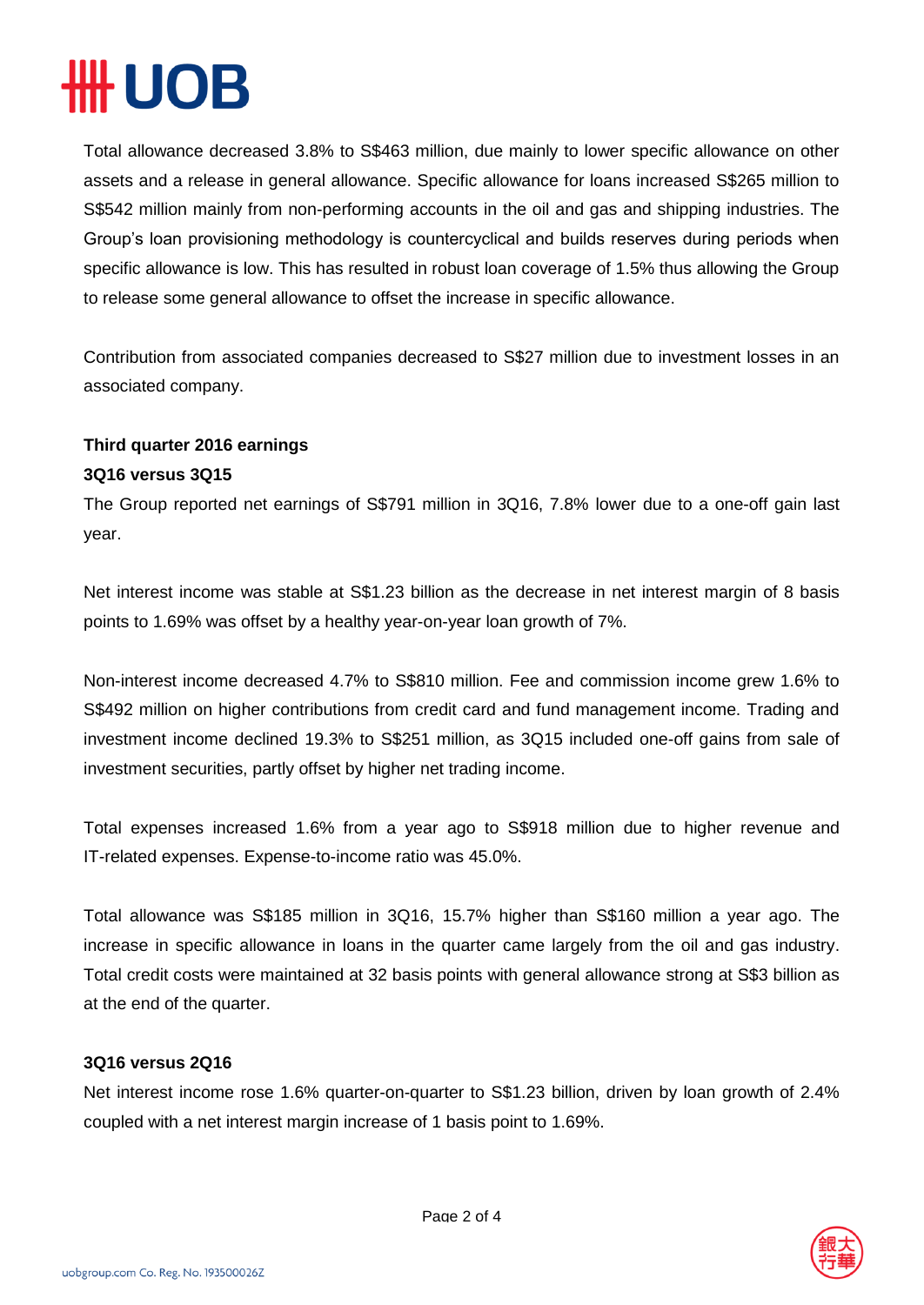Total allowance decreased 3.8% to S$463 million, due mainly to lower specific allowance on other assets and a release in general allowance. Specific allowance for loans increased S$265 million to S$542 million mainly from non-performing accounts in the oil and gas and shipping industries. The Group's loan provisioning methodology is countercyclical and builds reserves during periods when specific allowance is low. This has resulted in robust loan coverage of 1.5% thus allowing the Group to release some general allowance to offset the increase in specific allowance.

Contribution from associated companies decreased to S$27 million due to investment losses in an associated company.

**Third quarter 2016 earnings**

**3Q16 versus 3Q15**

The Group reported net earnings of S$791 million in 3Q16, 7.8% lower due to a one-off gain last year.

Net interest income was stable at S$1.23 billion as the decrease in net interest margin of 8 basis points to 1.69% was offset by a healthy year-on-year loan growth of 7%.

Non-interest income decreased 4.7% to S$810 million. Fee and commission income grew 1.6% to S$492 million on higher contributions from credit card and fund management income. Trading and investment income declined 19.3% to S$251 million, as 3Q15 included one-off gains from sale of investment securities, partly offset by higher net trading income.

Total expenses increased 1.6% from a year ago to S$918 million due to higher revenue and IT-related expenses. Expense-to-income ratio was 45.0%.

Total allowance was S$185 million in 3Q16, 15.7% higher than S$160 million a year ago. The increase in specific allowance in loans in the quarter came largely from the oil and gas industry. Total credit costs were maintained at 32 basis points with general allowance strong at S$3 billion as at the end of the quarter.

**3Q16 versus 2Q16**

Net interest income rose 1.6% quarter-on-quarter to S$1.23 billion, driven by loan growth of 2.4% coupled with a net interest margin increase of 1 basis point to 1.69%.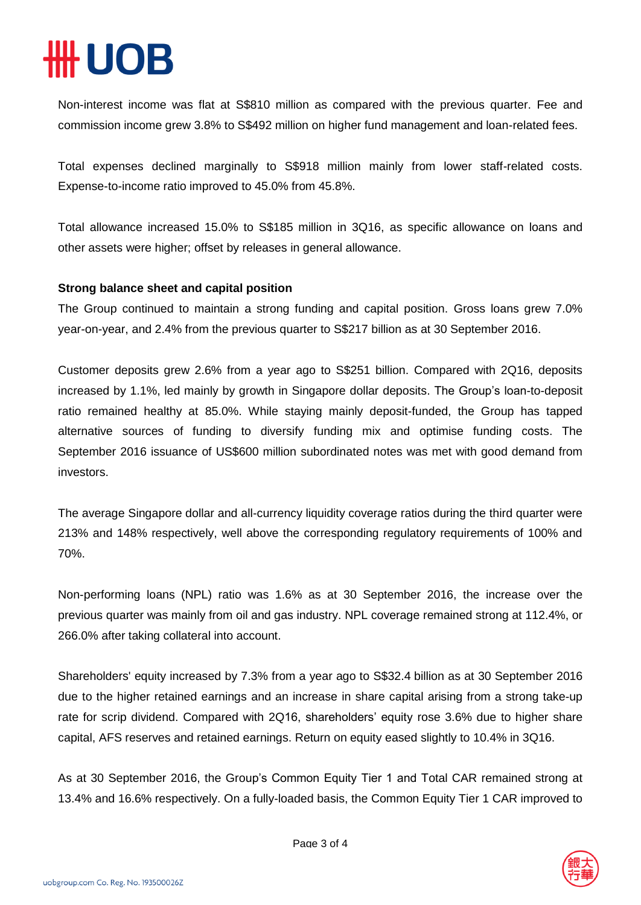Non-interest income was flat at S$810 million as compared with the previous quarter. Fee and commission income grew 3.8% to S$492 million on higher fund management and loan-related fees.

Total expenses declined marginally to S$918 million mainly from lower staff-related costs. Expense-to-income ratio improved to 45.0% from 45.8%.

Total allowance increased 15.0% to S$185 million in 3Q16, as specific allowance on loans and other assets were higher; offset by releases in general allowance.

**Strong balance sheet and capital position**

The Group continued to maintain a strong funding and capital position. Gross loans grew 7.0% year-on-year, and 2.4% from the previous quarter to S$217 billion as at 30 September 2016.

Customer deposits grew 2.6% from a year ago to S$251 billion. Compared with 2Q16, deposits increased by 1.1%, led mainly by growth in Singapore dollar deposits. The Group's loan-to-deposit ratio remained healthy at 85.0%. While staying mainly deposit-funded, the Group has tapped alternative sources of funding to diversify funding mix and optimise funding costs. The September 2016 issuance of US$600 million subordinated notes was met with good demand from investors.

The average Singapore dollar and all-currency liquidity coverage ratios during the third quarter were 213% and 148% respectively, well above the corresponding regulatory requirements of 100% and 70%.

Non-performing loans (NPL) ratio was 1.6% as at 30 September 2016, the increase over the previous quarter was mainly from oil and gas industry. NPL coverage remained strong at 112.4%, or 266.0% after taking collateral into account.

Shareholders' equity increased by 7.3% from a year ago to S$32.4 billion as at 30 September 2016 due to the higher retained earnings and an increase in share capital arising from a strong take-up rate for scrip dividend. Compared with 2Q16, shareholders' equity rose 3.6% due to higher share capital, AFS reserves and retained earnings. Return on equity eased slightly to 10.4% in 3Q16.

As at 30 September 2016, the Group's Common Equity Tier 1 and Total CAR remained strong at 13.4% and 16.6% respectively. On a fully-loaded basis, the Common Equity Tier 1 CAR improved to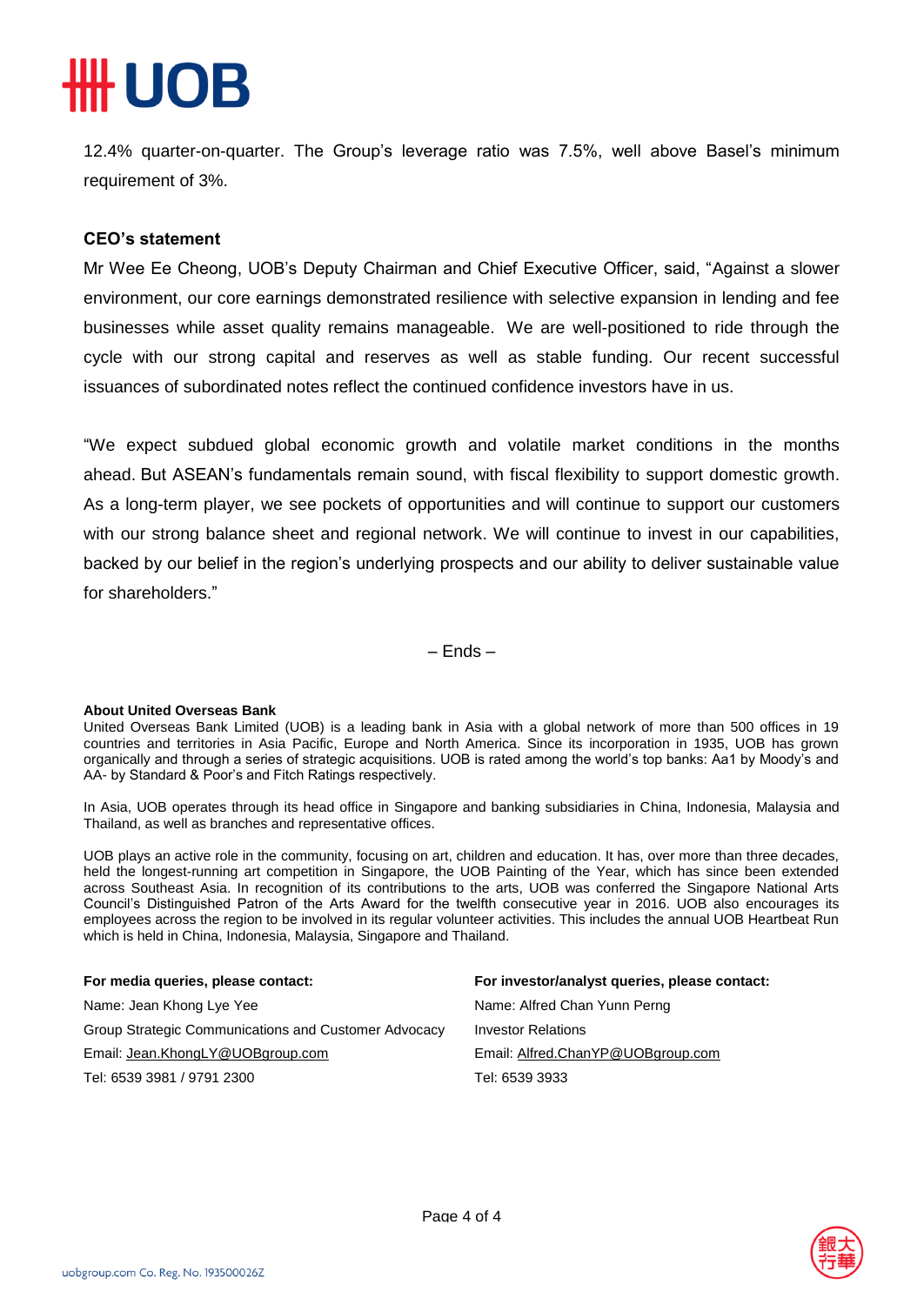12.4% quarter-on-quarter. The Group's leverage ratio was 7.5%, well above Basel's minimum requirement of 3%.

**CEO's statement**

Mr Wee Ee Cheong, UOB's Deputy Chairman and Chief Executive Officer, said, "Against a slower environment, our core earnings demonstrated resilience with selective expansion in lending and fee businesses while asset quality remains manageable. We are well-positioned to ride through the cycle with our strong capital and reserves as well as stable funding. Our recent successful issuances of subordinated notes reflect the continued confidence investors have in us.

"We expect subdued global economic growth and volatile market conditions in the months ahead. But ASEAN's fundamentals remain sound, with fiscal flexibility to support domestic growth. As a long-term player, we see pockets of opportunities and will continue to support our customers with our strong balance sheet and regional network. We will continue to invest in our capabilities, backed by our belief in the region's underlying prospects and our ability to deliver sustainable value for shareholders."

– Ends –

**About United Overseas Bank**

United Overseas Bank Limited (UOB) is a leading bank in Asia with a global network of more than 500 offices in 19 countries and territories in Asia Pacific, Europe and North America. Since its incorporation in 1935, UOB has grown organically and through a series of strategic acquisitions. UOB is rated among the world's top banks: Aa1 by Moody's and AA- by Standard & Poor's and Fitch Ratings respectively.

In Asia, UOB operates through its head office in Singapore and banking subsidiaries in China, Indonesia, Malaysia and Thailand, as well as branches and representative offices.

UOB plays an active role in the community, focusing on art, children and education. It has, over more than three decades, held the longest-running art competition in Singapore, the UOB Painting of the Year, which has since been extended across Southeast Asia. In recognition of its contributions to the arts, UOB was conferred the Singapore National Arts Council's Distinguished Patron of the Arts Award for the twelfth consecutive year in 2016. UOB also encourages its employees across the region to be involved in its regular volunteer activities. This includes the annual UOB Heartbeat Run which is held in China, Indonesia, Malaysia, Singapore and Thailand.

**For media queries, please contact:**

Name: Jean Khong Lye Yee
Group Strategic Communications and Customer Advocacy
Email: Jean.KhongLY@UOBgroup.com
Tel: 6539 3981 / 9791 2300

**For investor/analyst queries, please contact:**

Name: Alfred Chan Yunn Perng
Investor Relations
Email: Alfred.ChanYP@UOBgroup.com
Tel: 6539 3933